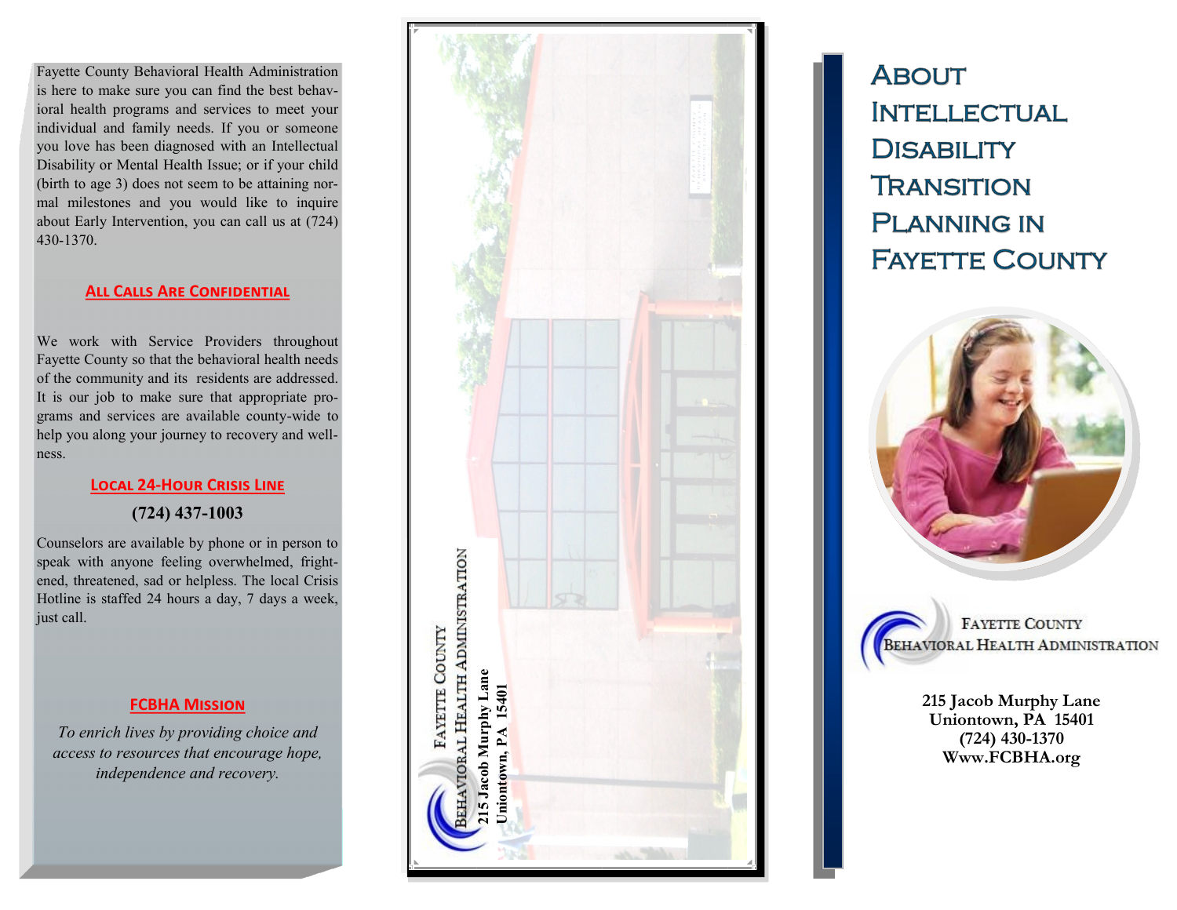Fayette County Behavioral Health Administration is here to make sure you can find the best behavioral health programs and services to meet your individual and family needs. If you or someone you love has been diagnosed with an Intellectual Disability or Mental Health Issue; or if your child (birth to age 3) does not seem to be attaining normal milestones and you would like to inquire about Early Intervention, you can call us at (724) 430-1370.

### All Calls Are Confidential

We work with Service Providers throughout Fayette County so that the behavioral health needs of the community and its residents are addressed. It is our job to make sure that appropriate programs and services are available county-wide to help you along your journey to recovery and wellness.

### Local 24-Hour Crisis Line

**(724) 437-1003**

Counselors are available by phone or in person to speak with anyone feeling overwhelmed, frightened, threatened, sad or helpless. The local Crisis Hotline is staffed 24 hours a day, 7 days a week, just call.

### FCBHA Mission

*To enrich lives by providing choice and access to resources that encourage hope, independence and recovery.*

Fayette County
Behavioral Health Administration

**215 Jacob Murphy Lane**
**Uniontown, PA 15401**

# About Intellectual Disability Transition Planning in Fayette County

Fayette County
Behavioral Health Administration

**215 Jacob Murphy Lane**
**Uniontown, PA 15401**
**(724) 430-1370**
**Www.FCBHA.org**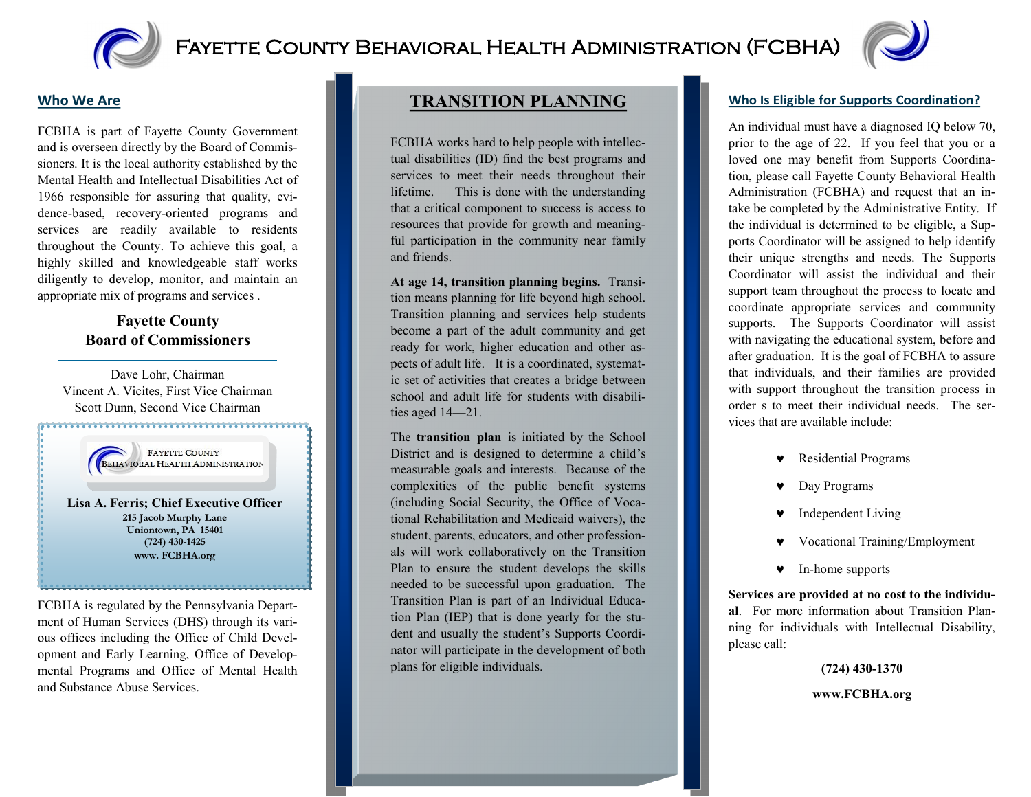# Fayette County Behavioral Health Administration (FCBHA)

## Who We Are

FCBHA is part of Fayette County Government and is overseen directly by the Board of Commissioners. It is the local authority established by the Mental Health and Intellectual Disabilities Act of 1966 responsible for assuring that quality, evidence-based, recovery-oriented programs and services are readily available to residents throughout the County. To achieve this goal, a highly skilled and knowledgeable staff works diligently to develop, monitor, and maintain an appropriate mix of programs and services .

### Fayette County Board of Commissioners

Dave Lohr, Chairman
Vincent A. Vicites, First Vice Chairman
Scott Dunn, Second Vice Chairman

FAYETTE COUNTY BEHAVIORAL HEALTH ADMINISTRATION

**Lisa A. Ferris; Chief Executive Officer**
**215 Jacob Murphy Lane**
**Uniontown, PA 15401**
**(724) 430-1425**
**www. FCBHA.org**

FCBHA is regulated by the Pennsylvania Department of Human Services (DHS) through its various offices including the Office of Child Development and Early Learning, Office of Developmental Programs and Office of Mental Health and Substance Abuse Services.

## TRANSITION PLANNING

FCBHA works hard to help people with intellectual disabilities (ID) find the best programs and services to meet their needs throughout their lifetime. This is done with the understanding that a critical component to success is access to resources that provide for growth and meaningful participation in the community near family and friends.

**At age 14, transition planning begins.** Transition means planning for life beyond high school. Transition planning and services help students become a part of the adult community and get ready for work, higher education and other aspects of adult life. It is a coordinated, systematic set of activities that creates a bridge between school and adult life for students with disabilities aged 14—21.

The **transition plan** is initiated by the School District and is designed to determine a child's measurable goals and interests. Because of the complexities of the public benefit systems (including Social Security, the Office of Vocational Rehabilitation and Medicaid waivers), the student, parents, educators, and other professionals will work collaboratively on the Transition Plan to ensure the student develops the skills needed to be successful upon graduation. The Transition Plan is part of an Individual Education Plan (IEP) that is done yearly for the student and usually the student's Supports Coordinator will participate in the development of both plans for eligible individuals.

## Who Is Eligible for Supports Coordination?

An individual must have a diagnosed IQ below 70, prior to the age of 22. If you feel that you or a loved one may benefit from Supports Coordination, please call Fayette County Behavioral Health Administration (FCBHA) and request that an intake be completed by the Administrative Entity. If the individual is determined to be eligible, a Supports Coordinator will be assigned to help identify their unique strengths and needs. The Supports Coordinator will assist the individual and their support team throughout the process to locate and coordinate appropriate services and community supports. The Supports Coordinator will assist with navigating the educational system, before and after graduation. It is the goal of FCBHA to assure that individuals, and their families are provided with support throughout the transition process in order s to meet their individual needs. The services that are available include:

- Residential Programs
- Day Programs
- Independent Living
- Vocational Training/Employment
- In-home supports

**Services are provided at no cost to the individual**. For more information about Transition Planning for individuals with Intellectual Disability, please call:

**(724) 430-1370**

**www.FCBHA.org**